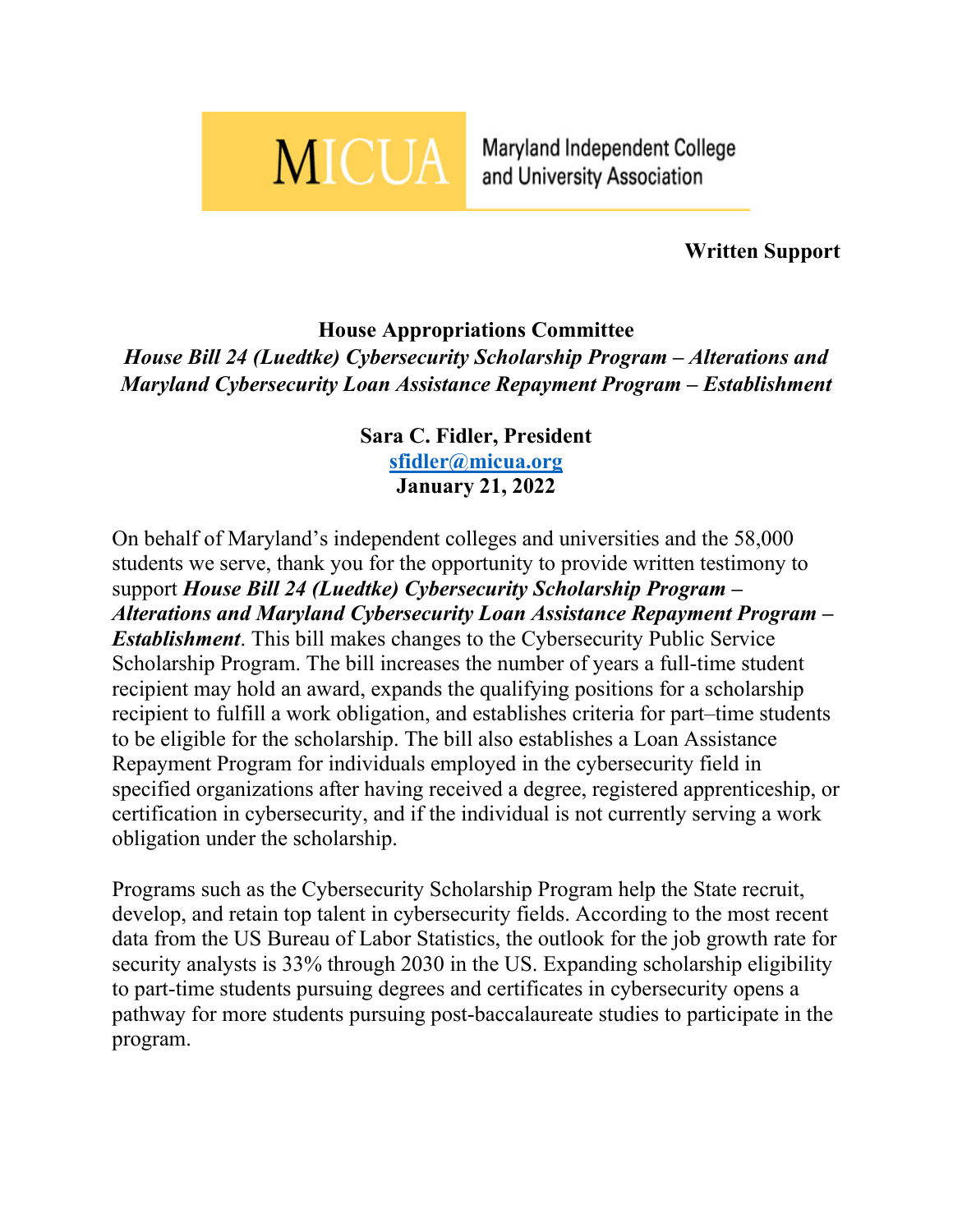MICUA Maryland Independent College and University Association

**Written Support**

**House Appropriations Committee**
***House Bill 24 (Luedtke) Cybersecurity Scholarship Program – Alterations and Maryland Cybersecurity Loan Assistance Repayment Program – Establishment***

**Sara C. Fidler, President**
**[sfidler@micua.org](mailto:sfidler@micua.org)**
**January 21, 2022**

On behalf of Maryland's independent colleges and universities and the 58,000 students we serve, thank you for the opportunity to provide written testimony to support ***House Bill 24 (Luedtke) Cybersecurity Scholarship Program – Alterations and Maryland Cybersecurity Loan Assistance Repayment Program – Establishment***. This bill makes changes to the Cybersecurity Public Service Scholarship Program. The bill increases the number of years a full-time student recipient may hold an award, expands the qualifying positions for a scholarship recipient to fulfill a work obligation, and establishes criteria for part–time students to be eligible for the scholarship. The bill also establishes a Loan Assistance Repayment Program for individuals employed in the cybersecurity field in specified organizations after having received a degree, registered apprenticeship, or certification in cybersecurity, and if the individual is not currently serving a work obligation under the scholarship.

Programs such as the Cybersecurity Scholarship Program help the State recruit, develop, and retain top talent in cybersecurity fields. According to the most recent data from the US Bureau of Labor Statistics, the outlook for the job growth rate for security analysts is 33% through 2030 in the US. Expanding scholarship eligibility to part-time students pursuing degrees and certificates in cybersecurity opens a pathway for more students pursuing post-baccalaureate studies to participate in the program.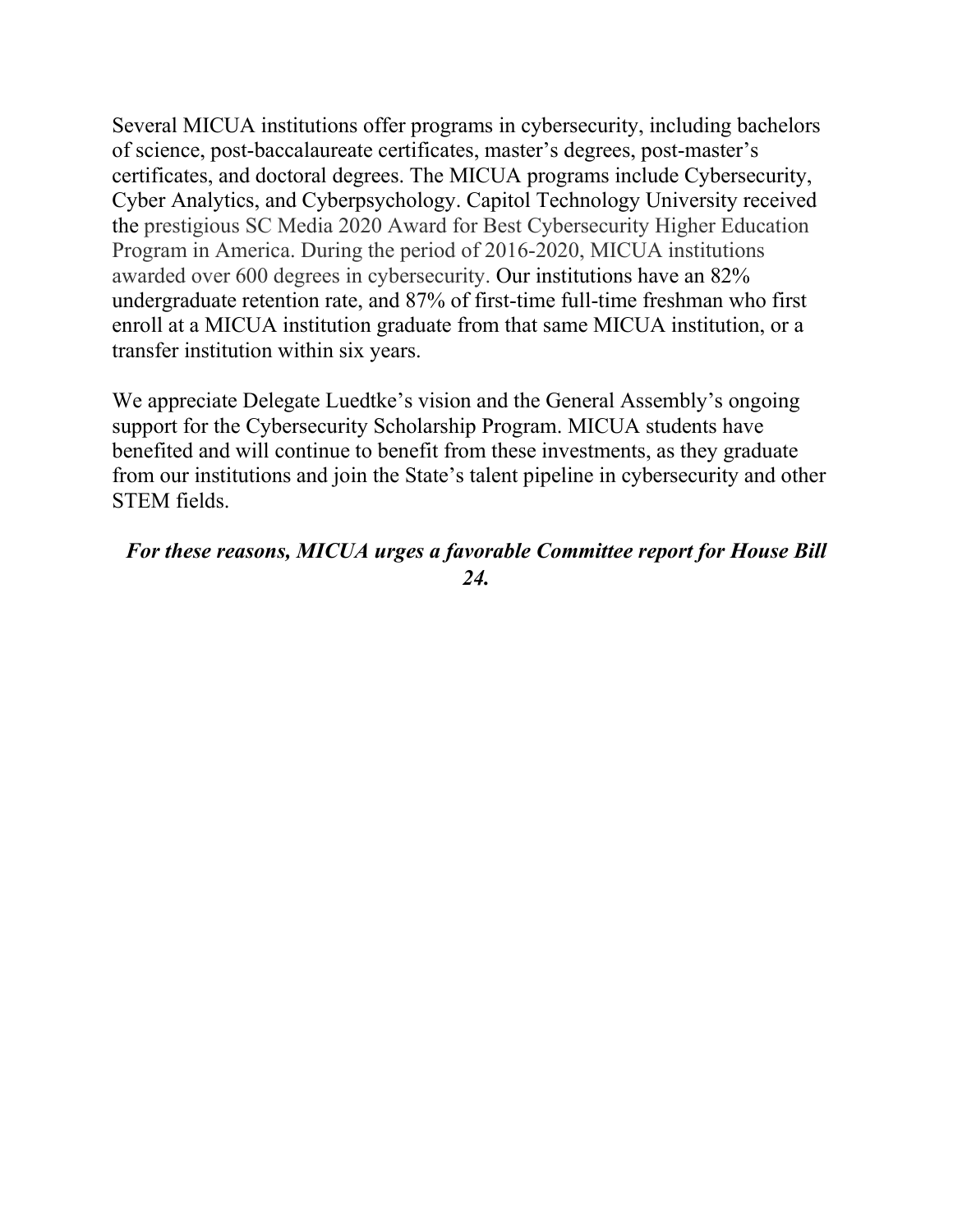Several MICUA institutions offer programs in cybersecurity, including bachelors of science, post-baccalaureate certificates, master's degrees, post-master's certificates, and doctoral degrees. The MICUA programs include Cybersecurity, Cyber Analytics, and Cyberpsychology. Capitol Technology University received the prestigious SC Media 2020 Award for Best Cybersecurity Higher Education Program in America. During the period of 2016-2020, MICUA institutions awarded over 600 degrees in cybersecurity. Our institutions have an 82% undergraduate retention rate, and 87% of first-time full-time freshman who first enroll at a MICUA institution graduate from that same MICUA institution, or a transfer institution within six years.

We appreciate Delegate Luedtke's vision and the General Assembly's ongoing support for the Cybersecurity Scholarship Program. MICUA students have benefited and will continue to benefit from these investments, as they graduate from our institutions and join the State's talent pipeline in cybersecurity and other STEM fields.

***For these reasons, MICUA urges a favorable Committee report for House Bill 24.***